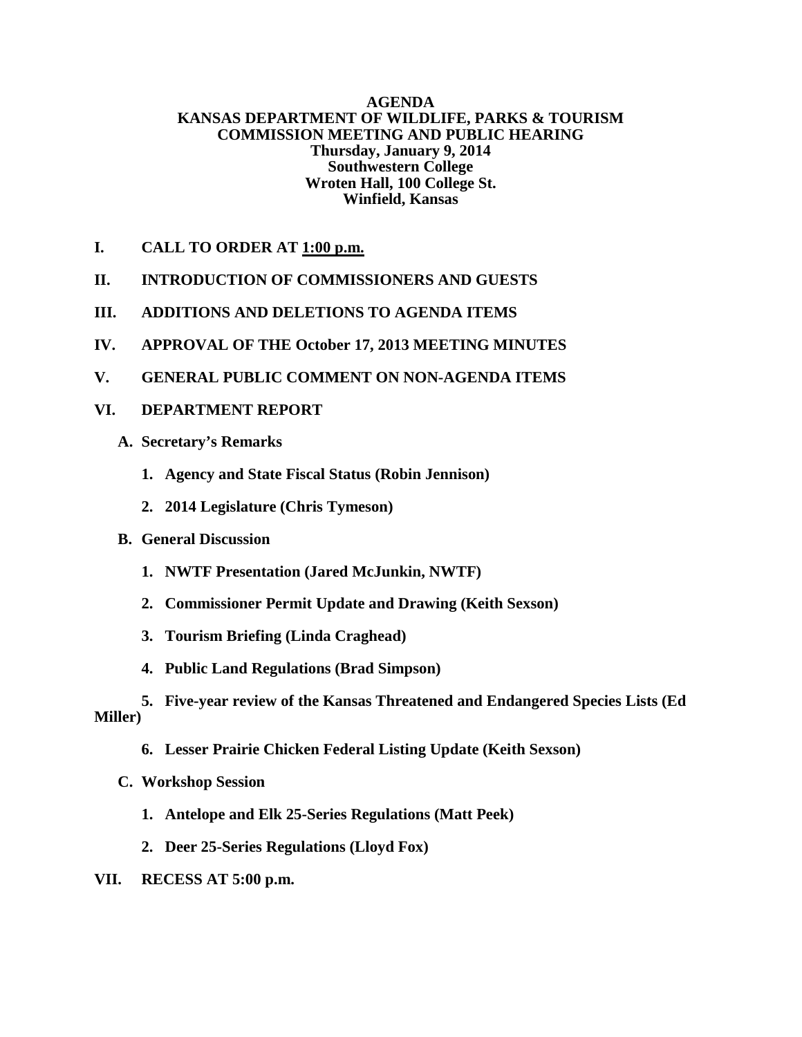**AGENDA**
**KANSAS DEPARTMENT OF WILDLIFE, PARKS & TOURISM**
**COMMISSION MEETING AND PUBLIC HEARING**
**Thursday, January 9, 2014**
**Southwestern College**
**Wroten Hall, 100 College St.**
**Winfield, Kansas**

**I. CALL TO ORDER AT <u>1:00 p.m.</u>**

**II. INTRODUCTION OF COMMISSIONERS AND GUESTS**

**III. ADDITIONS AND DELETIONS TO AGENDA ITEMS**

**IV. APPROVAL OF THE October 17, 2013 MEETING MINUTES**

**V. GENERAL PUBLIC COMMENT ON NON-AGENDA ITEMS**

**VI. DEPARTMENT REPORT**

**A. Secretary's Remarks**

1. **Agency and State Fiscal Status (Robin Jennison)**
2. **2014 Legislature (Chris Tymeson)**

**B. General Discussion**

1. **NWTF Presentation (Jared McJunkin, NWTF)**
2. **Commissioner Permit Update and Drawing (Keith Sexson)**
3. **Tourism Briefing (Linda Craghead)**
4. **Public Land Regulations (Brad Simpson)**
5. **Five-year review of the Kansas Threatened and Endangered Species Lists (Ed Miller)**
6. **Lesser Prairie Chicken Federal Listing Update (Keith Sexson)**

**C. Workshop Session**

1. **Antelope and Elk 25-Series Regulations (Matt Peek)**
2. **Deer 25-Series Regulations (Lloyd Fox)**

**VII. RECESS AT 5:00 p.m.**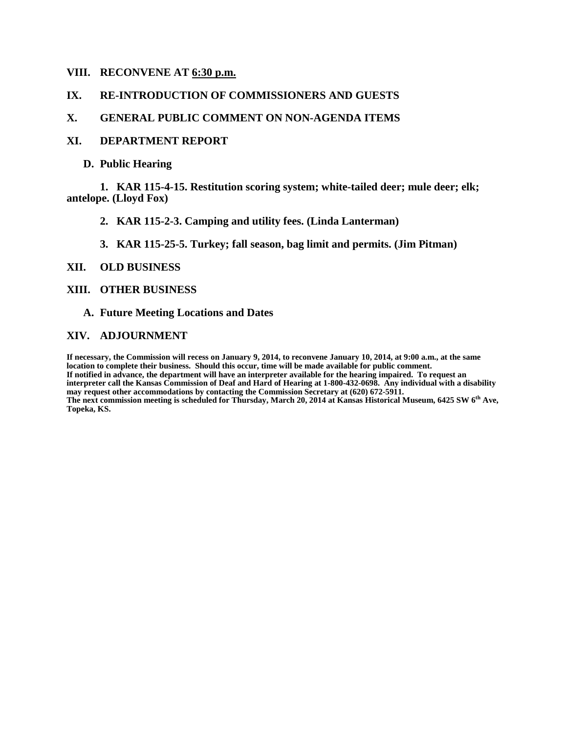**VIII. RECONVENE AT 6:30 p.m.**

**IX. RE-INTRODUCTION OF COMMISSIONERS AND GUESTS**

**X. GENERAL PUBLIC COMMENT ON NON-AGENDA ITEMS**

**XI. DEPARTMENT REPORT**

**D. Public Hearing**

**1. KAR 115-4-15. Restitution scoring system; white-tailed deer; mule deer; elk; antelope. (Lloyd Fox)**

**2. KAR 115-2-3. Camping and utility fees. (Linda Lanterman)**

**3. KAR 115-25-5. Turkey; fall season, bag limit and permits. (Jim Pitman)**

**XII. OLD BUSINESS**

**XIII. OTHER BUSINESS**

**A. Future Meeting Locations and Dates**

**XIV. ADJOURNMENT**

**If necessary, the Commission will recess on January 9, 2014, to reconvene January 10, 2014, at 9:00 a.m., at the same location to complete their business. Should this occur, time will be made available for public comment.**
**If notified in advance, the department will have an interpreter available for the hearing impaired. To request an interpreter call the Kansas Commission of Deaf and Hard of Hearing at 1-800-432-0698. Any individual with a disability may request other accommodations by contacting the Commission Secretary at (620) 672-5911.**
**The next commission meeting is scheduled for Thursday, March 20, 2014 at Kansas Historical Museum, 6425 SW 6th Ave, Topeka, KS.**